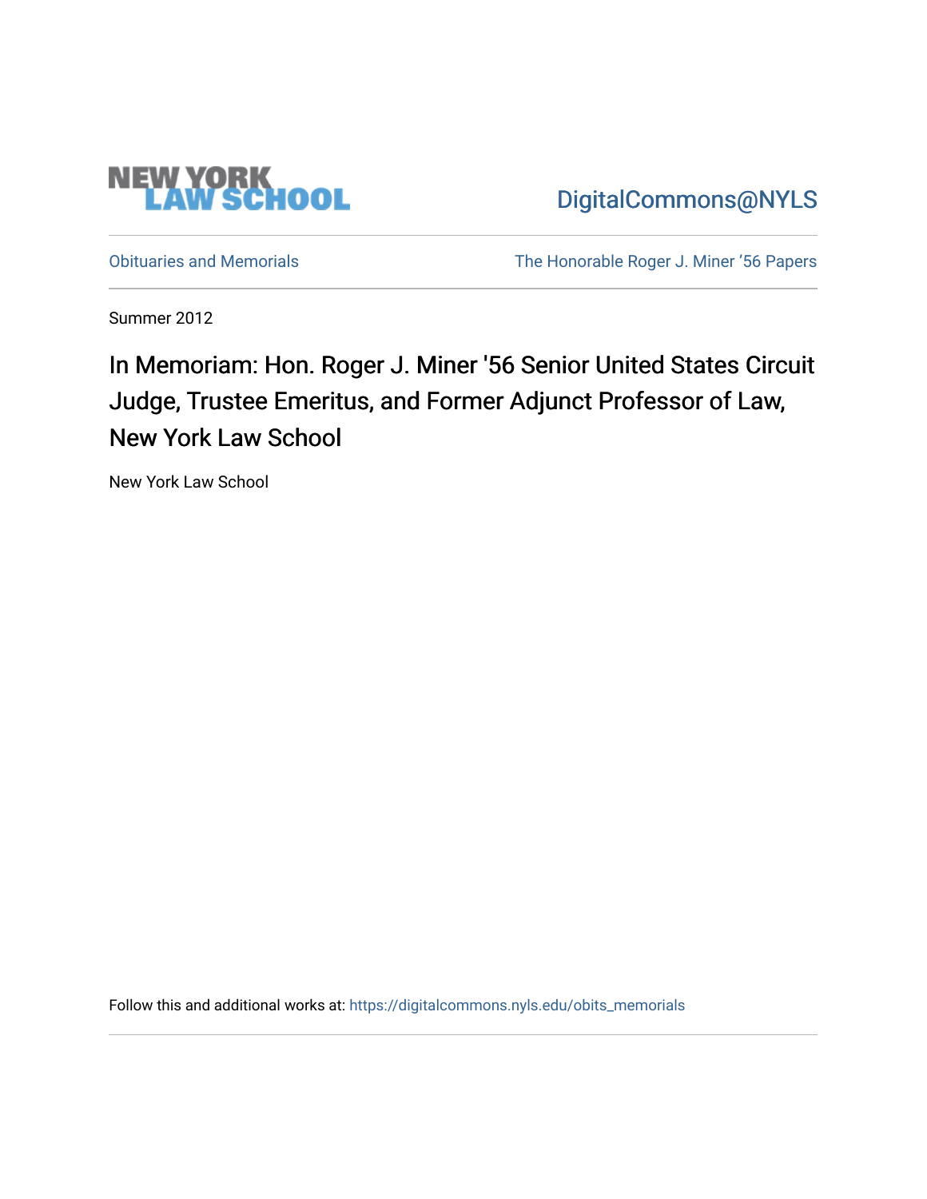NEW YORK LAW SCHOOL

DigitalCommons@NYLS

Obituaries and Memorials

The Honorable Roger J. Miner '56 Papers

Summer 2012

# In Memoriam: Hon. Roger J. Miner '56 Senior United States Circuit Judge, Trustee Emeritus, and Former Adjunct Professor of Law, New York Law School

New York Law School

Follow this and additional works at: https://digitalcommons.nyls.edu/obits_memorials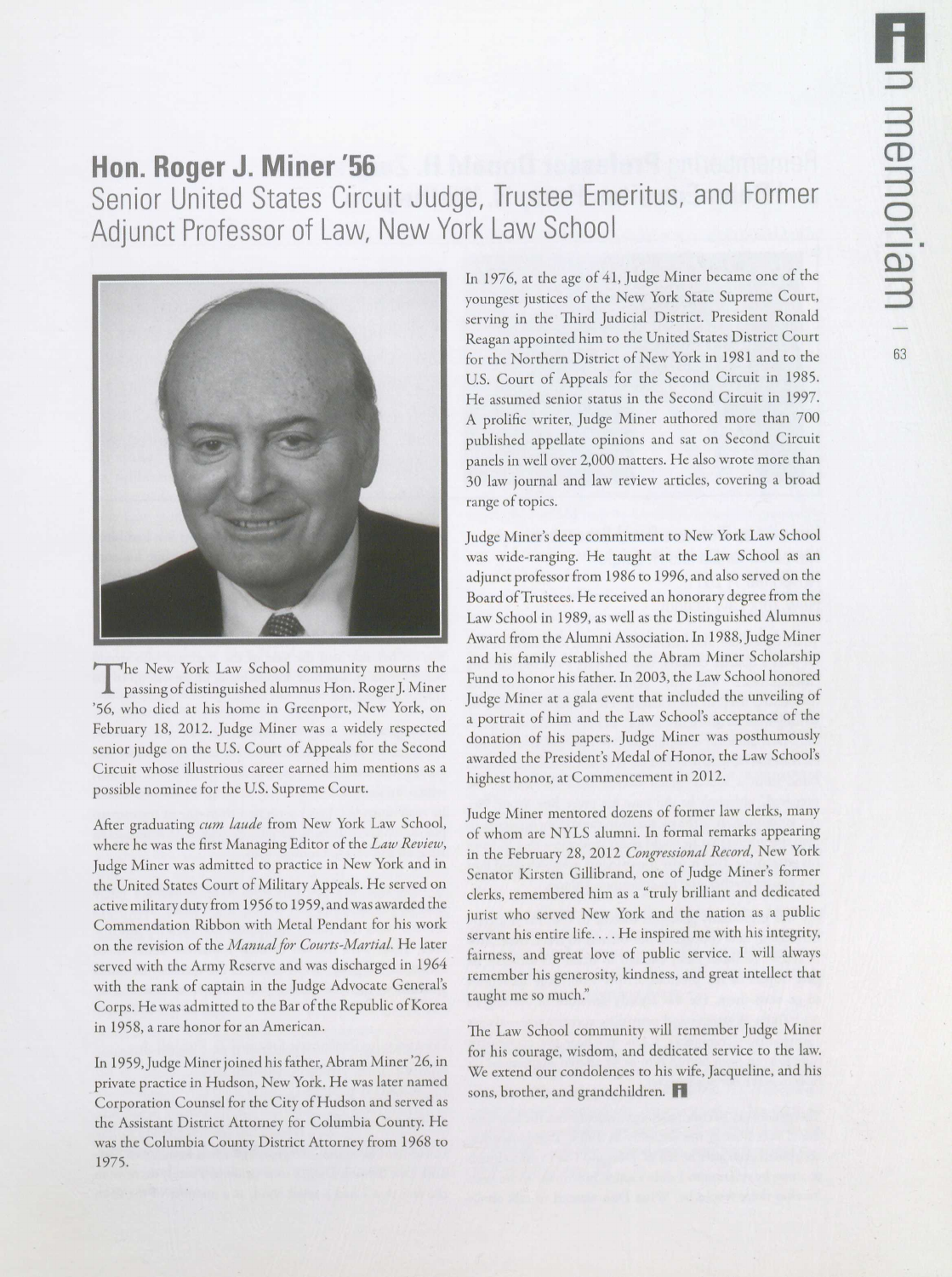# Hon. Roger J. Miner '56

## Senior United States Circuit Judge, Trustee Emeritus, and Former Adjunct Professor of Law, New York Law School

The New York Law School community mourns the passing of distinguished alumnus Hon. Roger J. Miner '56, who died at his home in Greenport, New York, on February 18, 2012. Judge Miner was a widely respected senior judge on the U.S. Court of Appeals for the Second Circuit whose illustrious career earned him mentions as a possible nominee for the U.S. Supreme Court.

After graduating *cum laude* from New York Law School, where he was the first Managing Editor of the *Law Review*, Judge Miner was admitted to practice in New York and in the United States Court of Military Appeals. He served on active military duty from 1956 to 1959, and was awarded the Commendation Ribbon with Metal Pendant for his work on the revision of the *Manual for Courts-Martial*. He later served with the Army Reserve and was discharged in 1964 with the rank of captain in the Judge Advocate General's Corps. He was admitted to the Bar of the Republic of Korea in 1958, a rare honor for an American.

In 1959, Judge Miner joined his father, Abram Miner '26, in private practice in Hudson, New York. He was later named Corporation Counsel for the City of Hudson and served as the Assistant District Attorney for Columbia County. He was the Columbia County District Attorney from 1968 to 1975.

In 1976, at the age of 41, Judge Miner became one of the youngest justices of the New York State Supreme Court, serving in the Third Judicial District. President Ronald Reagan appointed him to the United States District Court for the Northern District of New York in 1981 and to the U.S. Court of Appeals for the Second Circuit in 1985. He assumed senior status in the Second Circuit in 1997. A prolific writer, Judge Miner authored more than 700 published appellate opinions and sat on Second Circuit panels in well over 2,000 matters. He also wrote more than 30 law journal and law review articles, covering a broad range of topics.

Judge Miner's deep commitment to New York Law School was wide-ranging. He taught at the Law School as an adjunct professor from 1986 to 1996, and also served on the Board of Trustees. He received an honorary degree from the Law School in 1989, as well as the Distinguished Alumnus Award from the Alumni Association. In 1988, Judge Miner and his family established the Abram Miner Scholarship Fund to honor his father. In 2003, the Law School honored Judge Miner at a gala event that included the unveiling of a portrait of him and the Law School's acceptance of the donation of his papers. Judge Miner was posthumously awarded the President's Medal of Honor, the Law School's highest honor, at Commencement in 2012.

Judge Miner mentored dozens of former law clerks, many of whom are NYLS alumni. In formal remarks appearing in the February 28, 2012 *Congressional Record*, New York Senator Kirsten Gillibrand, one of Judge Miner's former clerks, remembered him as a "truly brilliant and dedicated jurist who served New York and the nation as a public servant his entire life.... He inspired me with his integrity, fairness, and great love of public service. I will always remember his generosity, kindness, and great intellect that taught me so much."

The Law School community will remember Judge Miner for his courage, wisdom, and dedicated service to the law. We extend our condolences to his wife, Jacqueline, and his sons, brother, and grandchildren.